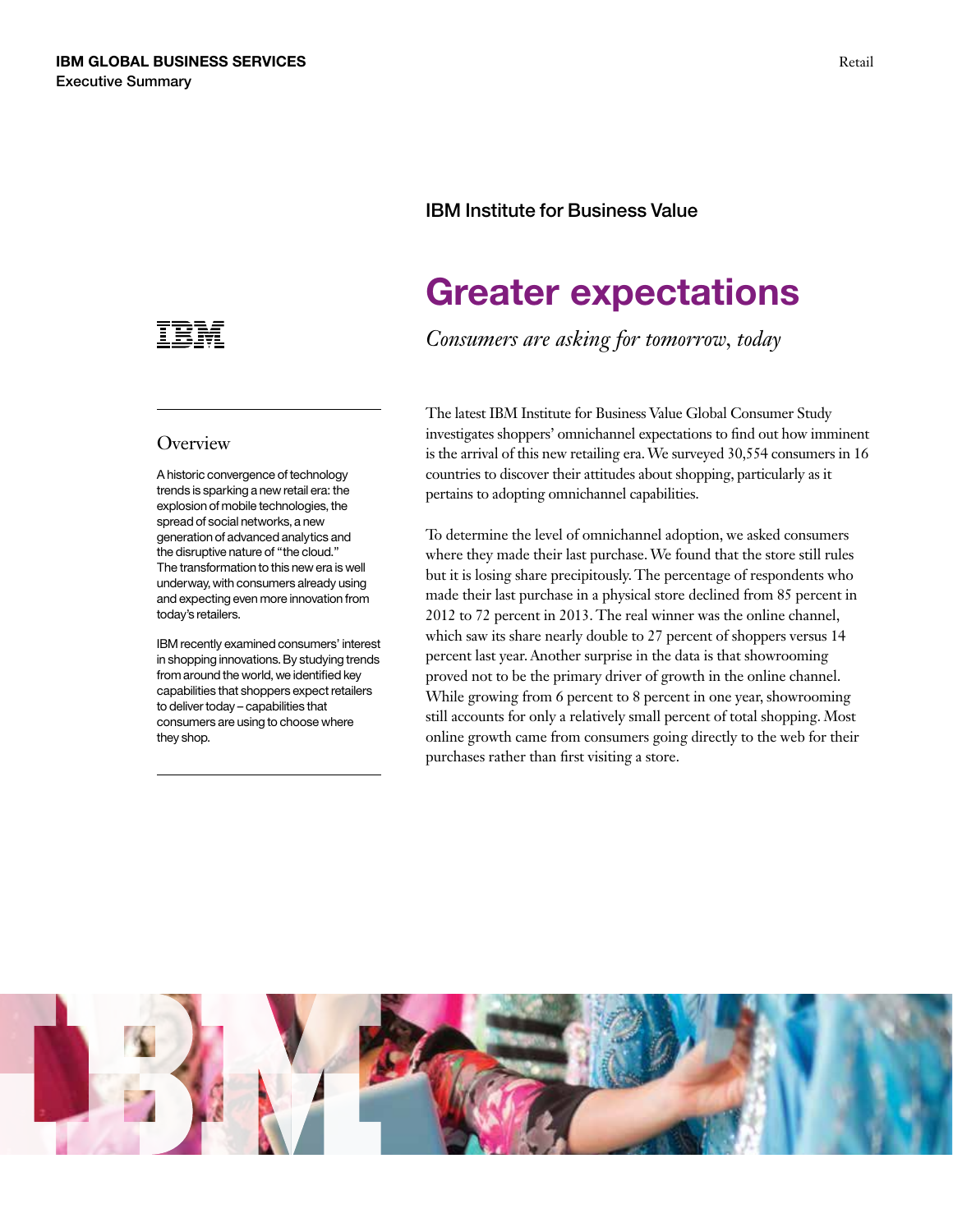IBM GLOBAL BUSINESS SERVICES
Executive Summary

Retail

IBM Institute for Business Value

# Greater expectations

*Consumers are asking for tomorrow, today*

## Overview

A historic convergence of technology trends is sparking a new retail era: the explosion of mobile technologies, the spread of social networks, a new generation of advanced analytics and the disruptive nature of "the cloud." The transformation to this new era is well underway, with consumers already using and expecting even more innovation from today's retailers.

IBM recently examined consumers' interest in shopping innovations. By studying trends from around the world, we identified key capabilities that shoppers expect retailers to deliver today – capabilities that consumers are using to choose where they shop.

The latest IBM Institute for Business Value Global Consumer Study investigates shoppers' omnichannel expectations to find out how imminent is the arrival of this new retailing era. We surveyed 30,554 consumers in 16 countries to discover their attitudes about shopping, particularly as it pertains to adopting omnichannel capabilities.

To determine the level of omnichannel adoption, we asked consumers where they made their last purchase. We found that the store still rules but it is losing share precipitously. The percentage of respondents who made their last purchase in a physical store declined from 85 percent in 2012 to 72 percent in 2013. The real winner was the online channel, which saw its share nearly double to 27 percent of shoppers versus 14 percent last year. Another surprise in the data is that showrooming proved not to be the primary driver of growth in the online channel. While growing from 6 percent to 8 percent in one year, showrooming still accounts for only a relatively small percent of total shopping. Most online growth came from consumers going directly to the web for their purchases rather than first visiting a store.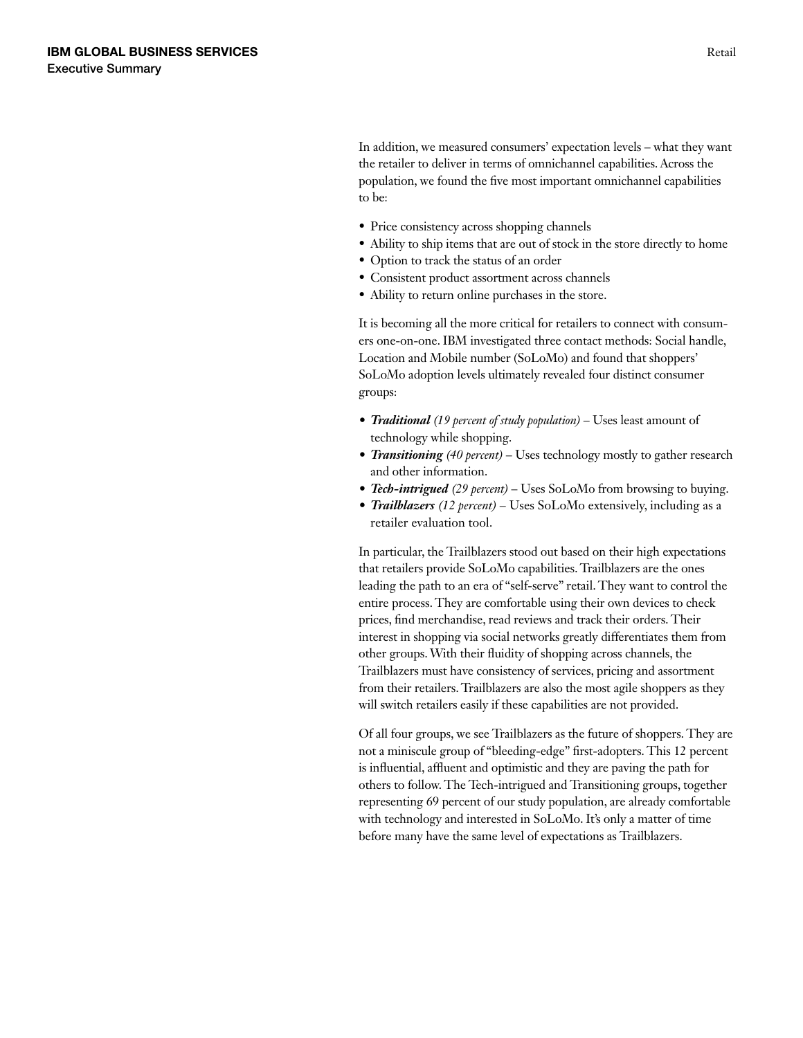In addition, we measured consumers' expectation levels – what they want the retailer to deliver in terms of omnichannel capabilities. Across the population, we found the five most important omnichannel capabilities to be:

- Price consistency across shopping channels
- Ability to ship items that are out of stock in the store directly to home
- Option to track the status of an order
- Consistent product assortment across channels
- Ability to return online purchases in the store.

It is becoming all the more critical for retailers to connect with consumers one-on-one. IBM investigated three contact methods: Social handle, Location and Mobile number (SoLoMo) and found that shoppers' SoLoMo adoption levels ultimately revealed four distinct consumer groups:

- ***Traditional*** *(19 percent of study population)* – Uses least amount of technology while shopping.
- ***Transitioning*** *(40 percent)* – Uses technology mostly to gather research and other information.
- ***Tech-intrigued*** *(29 percent)* – Uses SoLoMo from browsing to buying.
- ***Trailblazers*** *(12 percent)* – Uses SoLoMo extensively, including as a retailer evaluation tool.

In particular, the Trailblazers stood out based on their high expectations that retailers provide SoLoMo capabilities. Trailblazers are the ones leading the path to an era of "self-serve" retail. They want to control the entire process. They are comfortable using their own devices to check prices, find merchandise, read reviews and track their orders. Their interest in shopping via social networks greatly differentiates them from other groups. With their fluidity of shopping across channels, the Trailblazers must have consistency of services, pricing and assortment from their retailers. Trailblazers are also the most agile shoppers as they will switch retailers easily if these capabilities are not provided.

Of all four groups, we see Trailblazers as the future of shoppers. They are not a miniscule group of "bleeding-edge" first-adopters. This 12 percent is influential, affluent and optimistic and they are paving the path for others to follow. The Tech-intrigued and Transitioning groups, together representing 69 percent of our study population, are already comfortable with technology and interested in SoLoMo. It's only a matter of time before many have the same level of expectations as Trailblazers.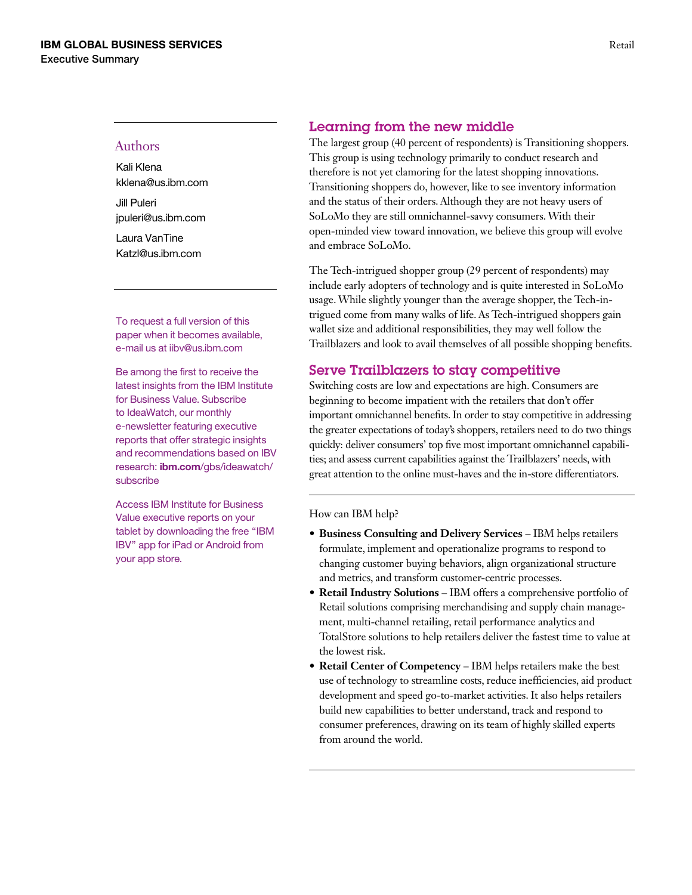## Learning from the new middle

The largest group (40 percent of respondents) is Transitioning shoppers. This group is using technology primarily to conduct research and therefore is not yet clamoring for the latest shopping innovations. Transitioning shoppers do, however, like to see inventory information and the status of their orders. Although they are not heavy users of SoLoMo they are still omnichannel-savvy consumers. With their open-minded view toward innovation, we believe this group will evolve and embrace SoLoMo.

The Tech-intrigued shopper group (29 percent of respondents) may include early adopters of technology and is quite interested in SoLoMo usage. While slightly younger than the average shopper, the Tech-intrigued come from many walks of life. As Tech-intrigued shoppers gain wallet size and additional responsibilities, they may well follow the Trailblazers and look to avail themselves of all possible shopping benefits.

## Serve Trailblazers to stay competitive

Switching costs are low and expectations are high. Consumers are beginning to become impatient with the retailers that don't offer important omnichannel benefits. In order to stay competitive in addressing the greater expectations of today's shoppers, retailers need to do two things quickly: deliver consumers' top five most important omnichannel capabilities; and assess current capabilities against the Trailblazers' needs, with great attention to the online must-haves and the in-store differentiators.

How can IBM help?

- **Business Consulting and Delivery Services** – IBM helps retailers formulate, implement and operationalize programs to respond to changing customer buying behaviors, align organizational structure and metrics, and transform customer-centric processes.
- **Retail Industry Solutions** – IBM offers a comprehensive portfolio of Retail solutions comprising merchandising and supply chain management, multi-channel retailing, retail performance analytics and TotalStore solutions to help retailers deliver the fastest time to value at the lowest risk.
- **Retail Center of Competency** – IBM helps retailers make the best use of technology to streamline costs, reduce inefficiencies, aid product development and speed go-to-market activities. It also helps retailers build new capabilities to better understand, track and respond to consumer preferences, drawing on its team of highly skilled experts from around the world.

### Authors

Kali Klena
kklena@us.ibm.com

Jill Puleri
jpuleri@us.ibm.com

Laura VanTine
Katzl@us.ibm.com

To request a full version of this paper when it becomes available, e-mail us at iibv@us.ibm.com

Be among the first to receive the latest insights from the IBM Institute for Business Value. Subscribe to IdeaWatch, our monthly e-newsletter featuring executive reports that offer strategic insights and recommendations based on IBV research: **ibm.com**/gbs/ideawatch/subscribe

Access IBM Institute for Business Value executive reports on your tablet by downloading the free "IBM IBV" app for iPad or Android from your app store.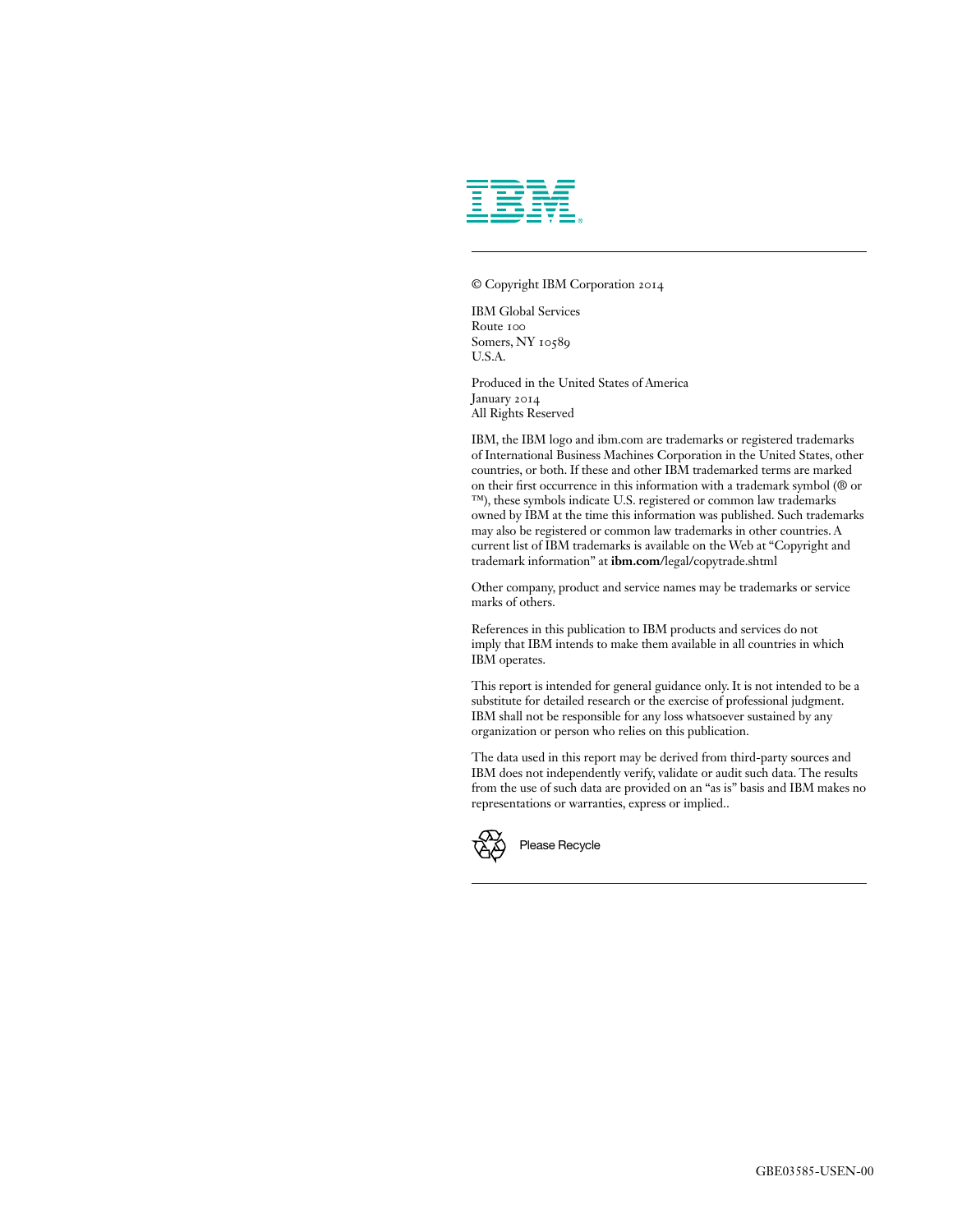© Copyright IBM Corporation 2014

IBM Global Services
Route 100
Somers, NY 10589
U.S.A.

Produced in the United States of America
January 2014
All Rights Reserved

IBM, the IBM logo and ibm.com are trademarks or registered trademarks of International Business Machines Corporation in the United States, other countries, or both. If these and other IBM trademarked terms are marked on their first occurrence in this information with a trademark symbol (® or ™), these symbols indicate U.S. registered or common law trademarks owned by IBM at the time this information was published. Such trademarks may also be registered or common law trademarks in other countries. A current list of IBM trademarks is available on the Web at "Copyright and trademark information" at **ibm.com**/legal/copytrade.shtml

Other company, product and service names may be trademarks or service marks of others.

References in this publication to IBM products and services do not imply that IBM intends to make them available in all countries in which IBM operates.

This report is intended for general guidance only. It is not intended to be a substitute for detailed research or the exercise of professional judgment. IBM shall not be responsible for any loss whatsoever sustained by any organization or person who relies on this publication.

The data used in this report may be derived from third-party sources and IBM does not independently verify, validate or audit such data. The results from the use of such data are provided on an "as is" basis and IBM makes no representations or warranties, express or implied..

Please Recycle

GBE03585-USEN-00